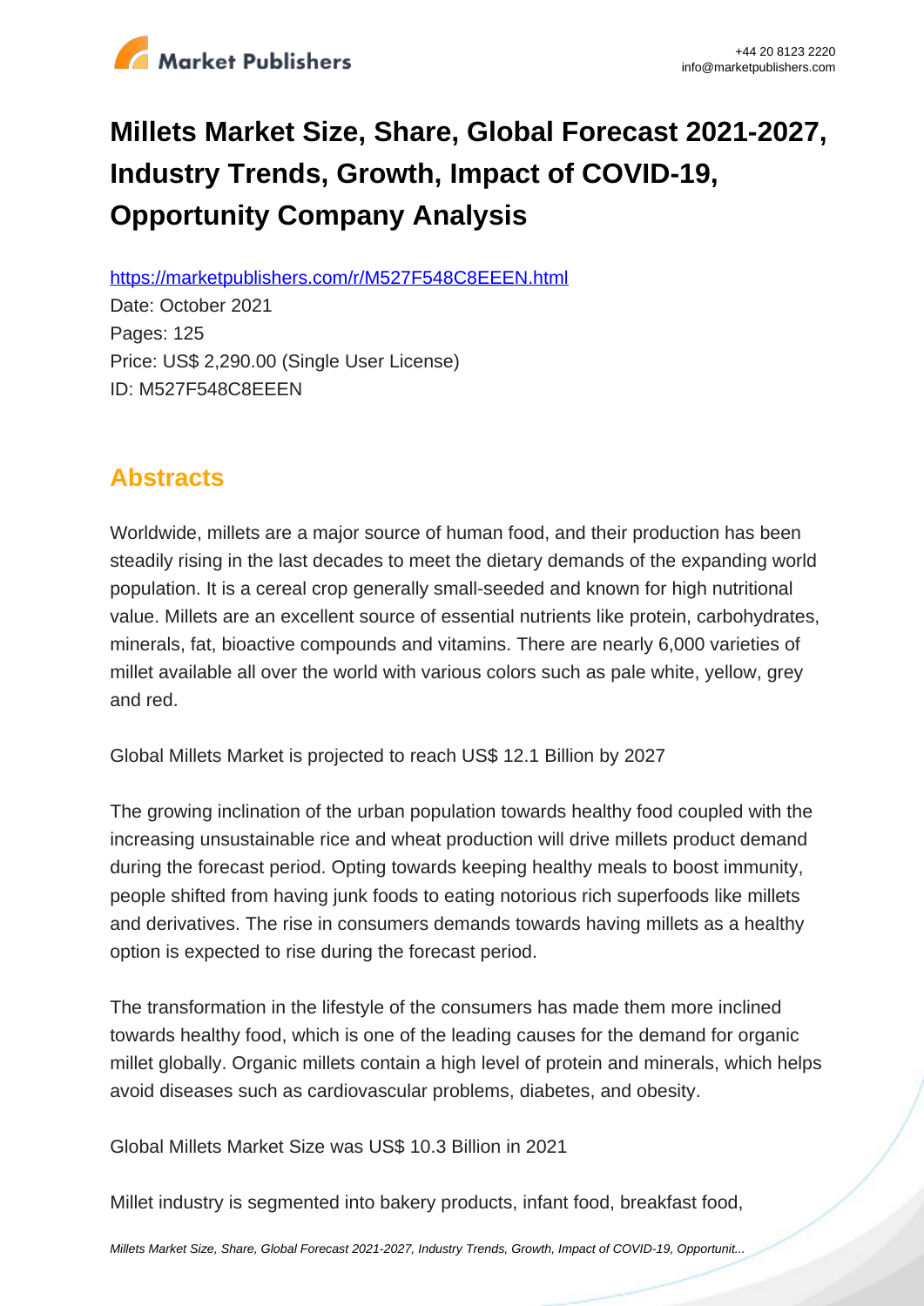# Millets Market Size, Share, Global Forecast 2021-2027, Industry Trends, Growth, Impact of COVID-19, Opportunity Company Analysis

https://marketpublishers.com/r/M527F548C8EEEN.html

Date: October 2021

Pages: 125

Price: US$ 2,290.00 (Single User License)

ID: M527F548C8EEEN

## Abstracts

Worldwide, millets are a major source of human food, and their production has been steadily rising in the last decades to meet the dietary demands of the expanding world population. It is a cereal crop generally small-seeded and known for high nutritional value. Millets are an excellent source of essential nutrients like protein, carbohydrates, minerals, fat, bioactive compounds and vitamins. There are nearly 6,000 varieties of millet available all over the world with various colors such as pale white, yellow, grey and red.

Global Millets Market is projected to reach US$ 12.1 Billion by 2027

The growing inclination of the urban population towards healthy food coupled with the increasing unsustainable rice and wheat production will drive millets product demand during the forecast period. Opting towards keeping healthy meals to boost immunity, people shifted from having junk foods to eating notorious rich superfoods like millets and derivatives. The rise in consumers demands towards having millets as a healthy option is expected to rise during the forecast period.

The transformation in the lifestyle of the consumers has made them more inclined towards healthy food, which is one of the leading causes for the demand for organic millet globally. Organic millets contain a high level of protein and minerals, which helps avoid diseases such as cardiovascular problems, diabetes, and obesity.

Global Millets Market Size was US$ 10.3 Billion in 2021

Millet industry is segmented into bakery products, infant food, breakfast food,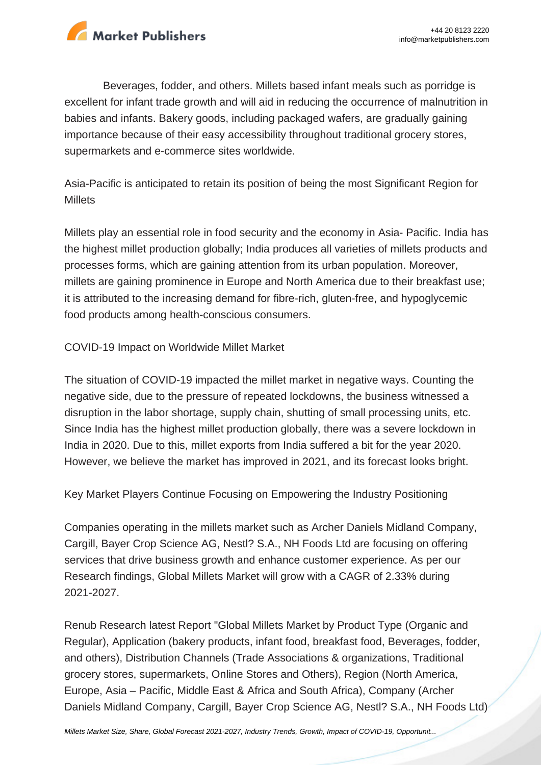Beverages, fodder, and others. Millets based infant meals such as porridge is excellent for infant trade growth and will aid in reducing the occurrence of malnutrition in babies and infants. Bakery goods, including packaged wafers, are gradually gaining importance because of their easy accessibility throughout traditional grocery stores, supermarkets and e-commerce sites worldwide.

## Asia-Pacific is anticipated to retain its position of being the most Significant Region for Millets

Millets play an essential role in food security and the economy in Asia- Pacific. India has the highest millet production globally; India produces all varieties of millets products and processes forms, which are gaining attention from its urban population. Moreover, millets are gaining prominence in Europe and North America due to their breakfast use; it is attributed to the increasing demand for fibre-rich, gluten-free, and hypoglycemic food products among health-conscious consumers.

## COVID-19 Impact on Worldwide Millet Market

The situation of COVID-19 impacted the millet market in negative ways. Counting the negative side, due to the pressure of repeated lockdowns, the business witnessed a disruption in the labor shortage, supply chain, shutting of small processing units, etc. Since India has the highest millet production globally, there was a severe lockdown in India in 2020. Due to this, millet exports from India suffered a bit for the year 2020. However, we believe the market has improved in 2021, and its forecast looks bright.

## Key Market Players Continue Focusing on Empowering the Industry Positioning

Companies operating in the millets market such as Archer Daniels Midland Company, Cargill, Bayer Crop Science AG, Nestl? S.A., NH Foods Ltd are focusing on offering services that drive business growth and enhance customer experience. As per our Research findings, Global Millets Market will grow with a CAGR of 2.33% during 2021-2027.

Renub Research latest Report "Global Millets Market by Product Type (Organic and Regular), Application (bakery products, infant food, breakfast food, Beverages, fodder, and others), Distribution Channels (Trade Associations & organizations, Traditional grocery stores, supermarkets, Online Stores and Others), Region (North America, Europe, Asia – Pacific, Middle East & Africa and South Africa), Company (Archer Daniels Midland Company, Cargill, Bayer Crop Science AG, Nestl? S.A., NH Foods Ltd)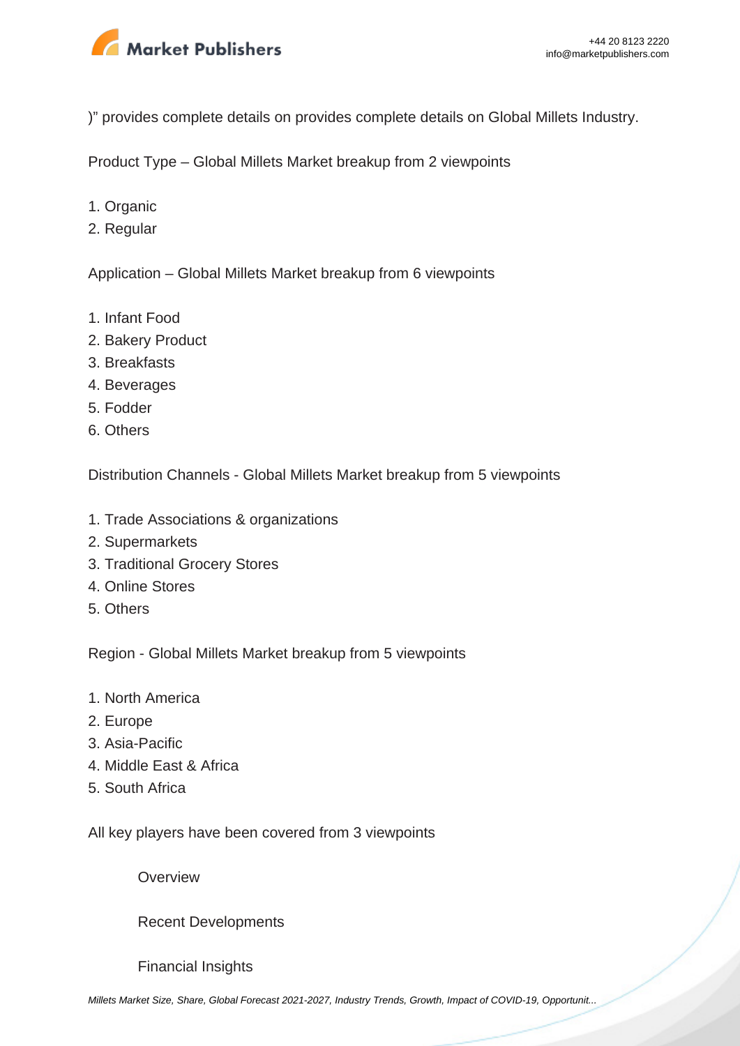)" provides complete details on provides complete details on Global Millets Industry.

Product Type – Global Millets Market breakup from 2 viewpoints

1. Organic
2. Regular

Application – Global Millets Market breakup from 6 viewpoints

1. Infant Food
2. Bakery Product
3. Breakfasts
4. Beverages
5. Fodder
6. Others

Distribution Channels - Global Millets Market breakup from 5 viewpoints

1. Trade Associations & organizations
2. Supermarkets
3. Traditional Grocery Stores
4. Online Stores
5. Others

Region - Global Millets Market breakup from 5 viewpoints

1. North America
2. Europe
3. Asia-Pacific
4. Middle East & Africa
5. South Africa

All key players have been covered from 3 viewpoints

Overview

Recent Developments

Financial Insights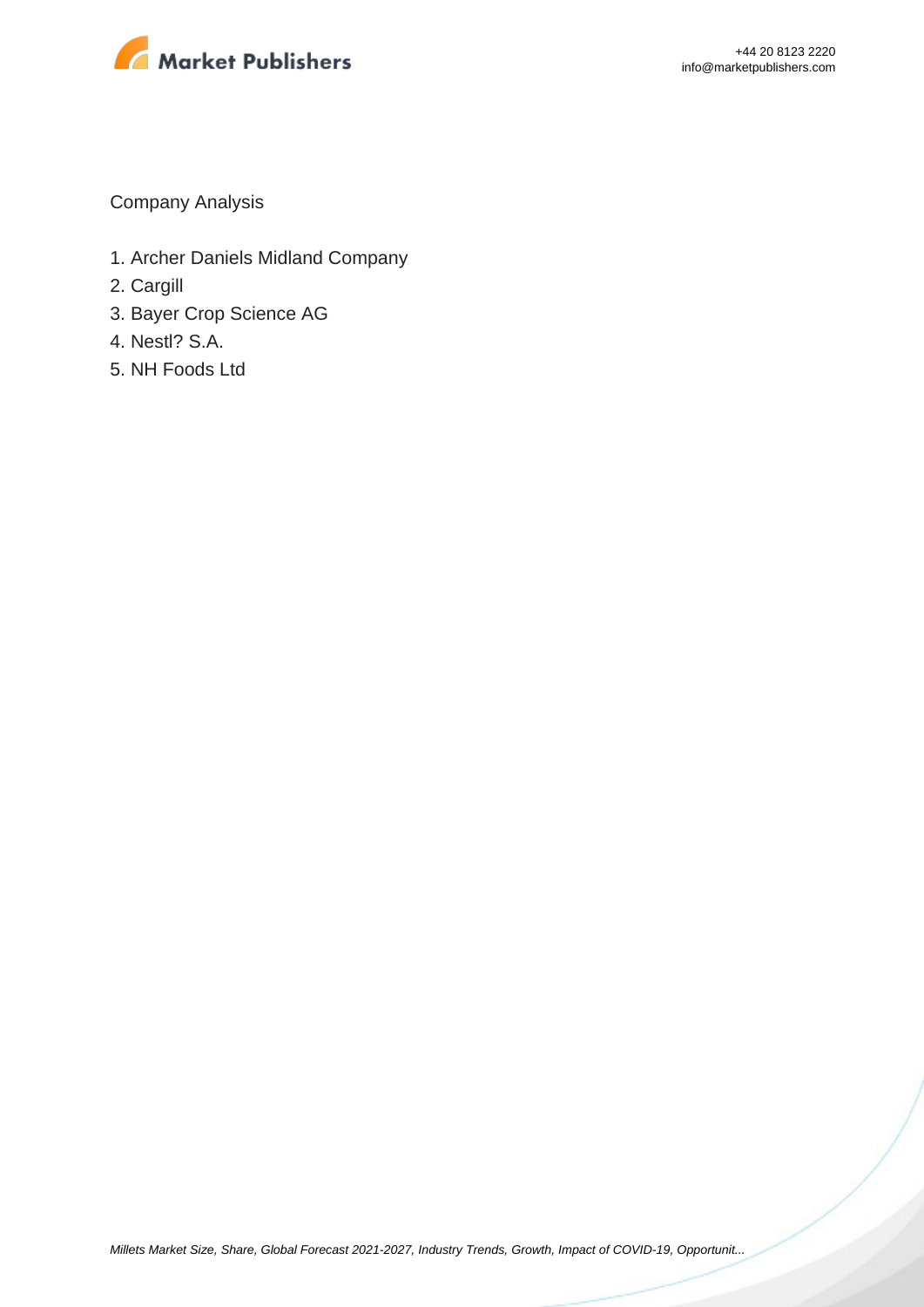Company Analysis

1. Archer Daniels Midland Company
2. Cargill
3. Bayer Crop Science AG
4. Nestl? S.A.
5. NH Foods Ltd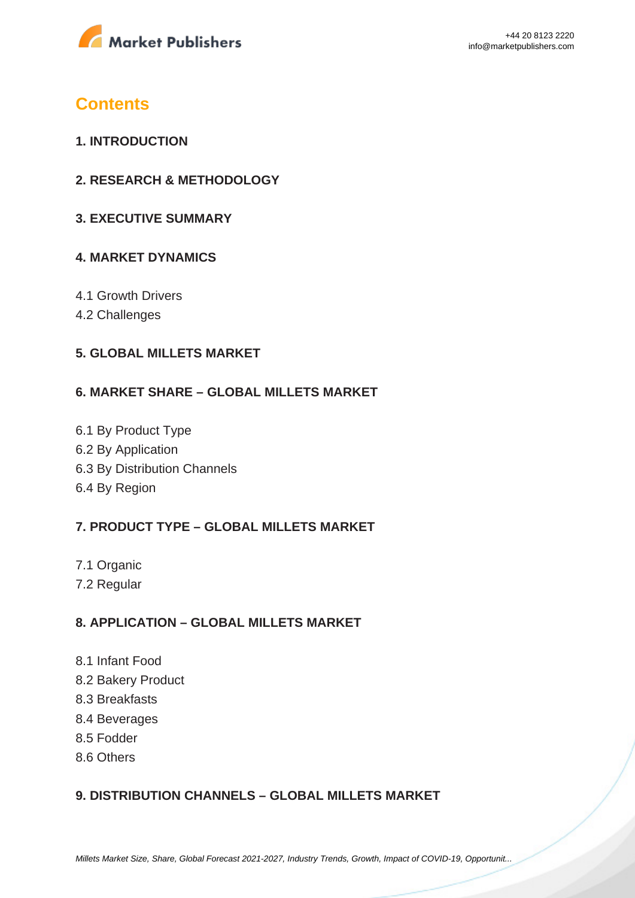## Contents

### 1. INTRODUCTION

### 2. RESEARCH & METHODOLOGY

### 3. EXECUTIVE SUMMARY

### 4. MARKET DYNAMICS

4.1 Growth Drivers
4.2 Challenges

### 5. GLOBAL MILLETS MARKET

### 6. MARKET SHARE – GLOBAL MILLETS MARKET

6.1 By Product Type
6.2 By Application
6.3 By Distribution Channels
6.4 By Region

### 7. PRODUCT TYPE – GLOBAL MILLETS MARKET

7.1 Organic
7.2 Regular

### 8. APPLICATION – GLOBAL MILLETS MARKET

8.1 Infant Food
8.2 Bakery Product
8.3 Breakfasts
8.4 Beverages
8.5 Fodder
8.6 Others

### 9. DISTRIBUTION CHANNELS – GLOBAL MILLETS MARKET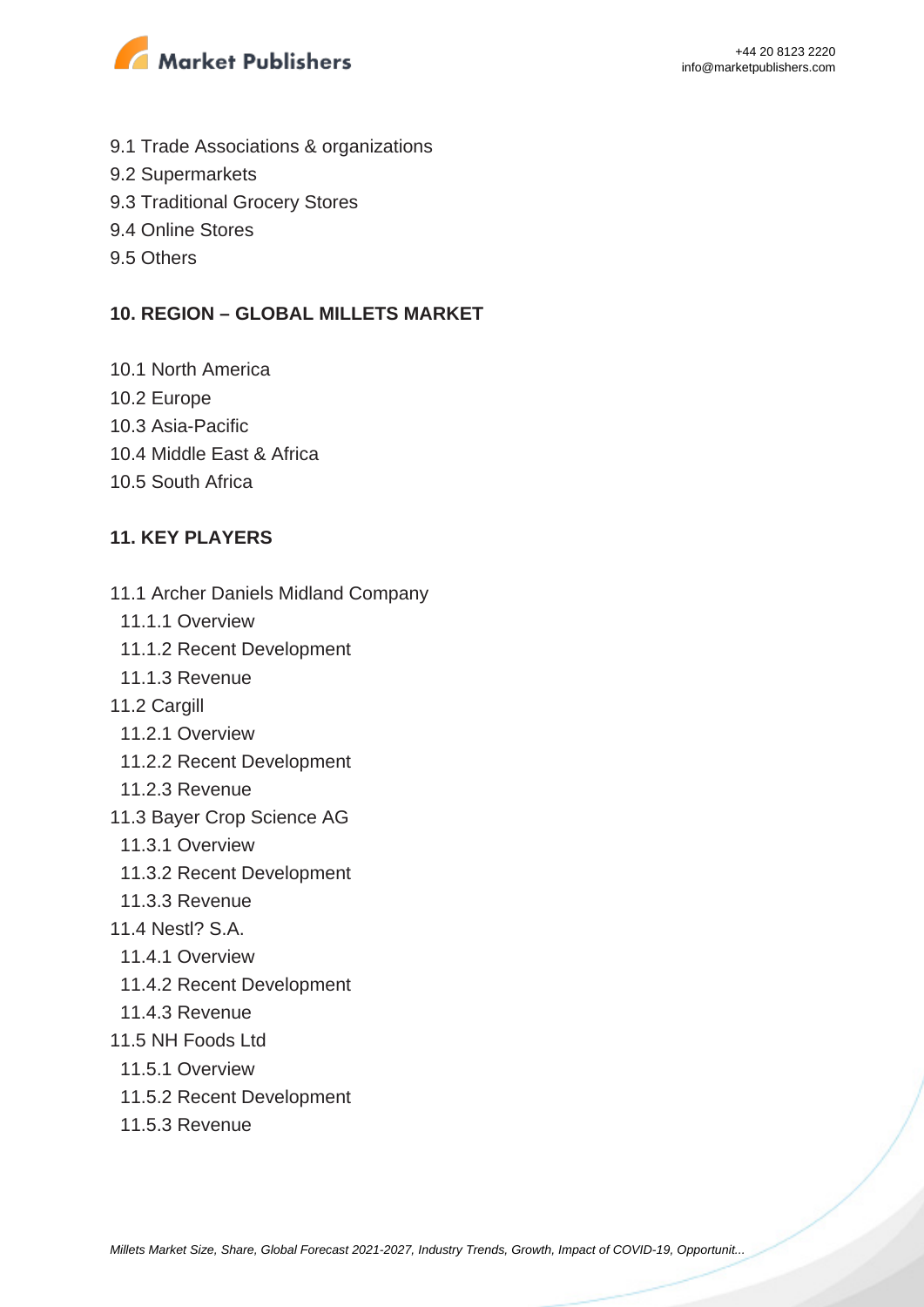9.1 Trade Associations & organizations
9.2 Supermarkets
9.3 Traditional Grocery Stores
9.4 Online Stores
9.5 Others

## 10. REGION – GLOBAL MILLETS MARKET

10.1 North America
10.2 Europe
10.3 Asia-Pacific
10.4 Middle East & Africa
10.5 South Africa

## 11. KEY PLAYERS

11.1 Archer Daniels Midland Company
  11.1.1 Overview
  11.1.2 Recent Development
  11.1.3 Revenue
11.2 Cargill
  11.2.1 Overview
  11.2.2 Recent Development
  11.2.3 Revenue
11.3 Bayer Crop Science AG
  11.3.1 Overview
  11.3.2 Recent Development
  11.3.3 Revenue
11.4 Nestl? S.A.
  11.4.1 Overview
  11.4.2 Recent Development
  11.4.3 Revenue
11.5 NH Foods Ltd
  11.5.1 Overview
  11.5.2 Recent Development
  11.5.3 Revenue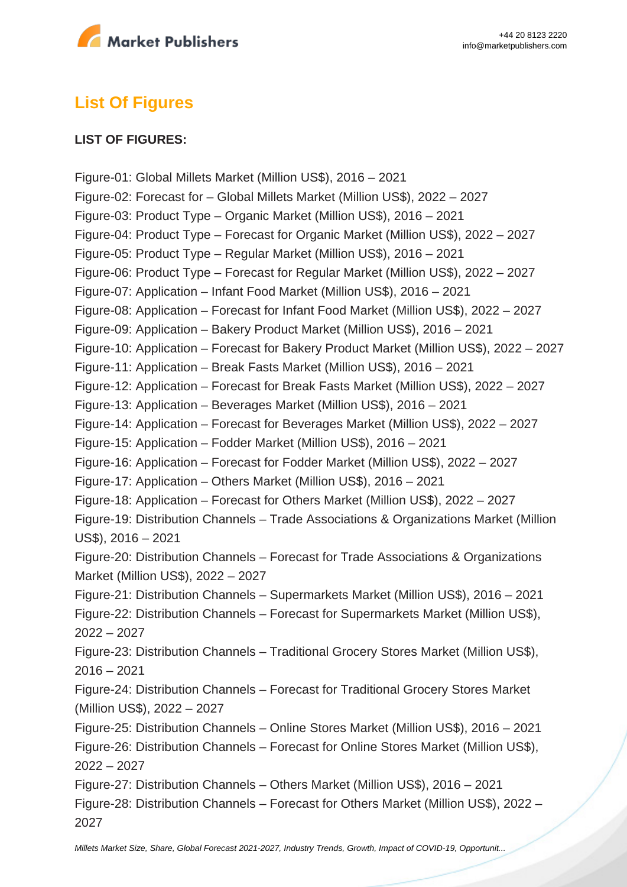## List Of Figures

**LIST OF FIGURES:**

Figure-01: Global Millets Market (Million US$), 2016 – 2021
Figure-02: Forecast for – Global Millets Market (Million US$), 2022 – 2027
Figure-03: Product Type – Organic Market (Million US$), 2016 – 2021
Figure-04: Product Type – Forecast for Organic Market (Million US$), 2022 – 2027
Figure-05: Product Type – Regular Market (Million US$), 2016 – 2021
Figure-06: Product Type – Forecast for Regular Market (Million US$), 2022 – 2027
Figure-07: Application – Infant Food Market (Million US$), 2016 – 2021
Figure-08: Application – Forecast for Infant Food Market (Million US$), 2022 – 2027
Figure-09: Application – Bakery Product Market (Million US$), 2016 – 2021
Figure-10: Application – Forecast for Bakery Product Market (Million US$), 2022 – 2027
Figure-11: Application – Break Fasts Market (Million US$), 2016 – 2021
Figure-12: Application – Forecast for Break Fasts Market (Million US$), 2022 – 2027
Figure-13: Application – Beverages Market (Million US$), 2016 – 2021
Figure-14: Application – Forecast for Beverages Market (Million US$), 2022 – 2027
Figure-15: Application – Fodder Market (Million US$), 2016 – 2021
Figure-16: Application – Forecast for Fodder Market (Million US$), 2022 – 2027
Figure-17: Application – Others Market (Million US$), 2016 – 2021
Figure-18: Application – Forecast for Others Market (Million US$), 2022 – 2027
Figure-19: Distribution Channels – Trade Associations & Organizations Market (Million US$), 2016 – 2021
Figure-20: Distribution Channels – Forecast for Trade Associations & Organizations Market (Million US$), 2022 – 2027
Figure-21: Distribution Channels – Supermarkets Market (Million US$), 2016 – 2021
Figure-22: Distribution Channels – Forecast for Supermarkets Market (Million US$), 2022 – 2027
Figure-23: Distribution Channels – Traditional Grocery Stores Market (Million US$), 2016 – 2021
Figure-24: Distribution Channels – Forecast for Traditional Grocery Stores Market (Million US$), 2022 – 2027
Figure-25: Distribution Channels – Online Stores Market (Million US$), 2016 – 2021
Figure-26: Distribution Channels – Forecast for Online Stores Market (Million US$), 2022 – 2027
Figure-27: Distribution Channels – Others Market (Million US$), 2016 – 2021
Figure-28: Distribution Channels – Forecast for Others Market (Million US$), 2022 – 2027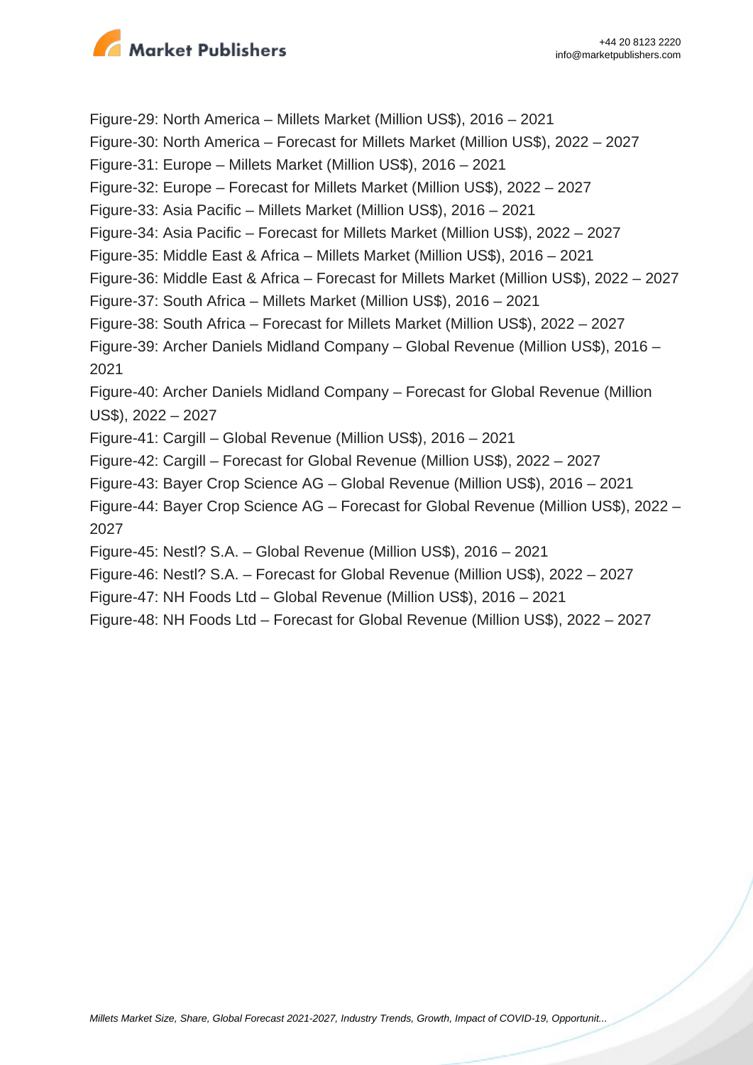Figure-29: North America – Millets Market (Million US$), 2016 – 2021
Figure-30: North America – Forecast for Millets Market (Million US$), 2022 – 2027
Figure-31: Europe – Millets Market (Million US$), 2016 – 2021
Figure-32: Europe – Forecast for Millets Market (Million US$), 2022 – 2027
Figure-33: Asia Pacific – Millets Market (Million US$), 2016 – 2021
Figure-34: Asia Pacific – Forecast for Millets Market (Million US$), 2022 – 2027
Figure-35: Middle East & Africa – Millets Market (Million US$), 2016 – 2021
Figure-36: Middle East & Africa – Forecast for Millets Market (Million US$), 2022 – 2027
Figure-37: South Africa – Millets Market (Million US$), 2016 – 2021
Figure-38: South Africa – Forecast for Millets Market (Million US$), 2022 – 2027
Figure-39: Archer Daniels Midland Company – Global Revenue (Million US$), 2016 – 2021
Figure-40: Archer Daniels Midland Company – Forecast for Global Revenue (Million US$), 2022 – 2027
Figure-41: Cargill – Global Revenue (Million US$), 2016 – 2021
Figure-42: Cargill – Forecast for Global Revenue (Million US$), 2022 – 2027
Figure-43: Bayer Crop Science AG – Global Revenue (Million US$), 2016 – 2021
Figure-44: Bayer Crop Science AG – Forecast for Global Revenue (Million US$), 2022 – 2027
Figure-45: Nestl? S.A. – Global Revenue (Million US$), 2016 – 2021
Figure-46: Nestl? S.A. – Forecast for Global Revenue (Million US$), 2022 – 2027
Figure-47: NH Foods Ltd – Global Revenue (Million US$), 2016 – 2021
Figure-48: NH Foods Ltd – Forecast for Global Revenue (Million US$), 2022 – 2027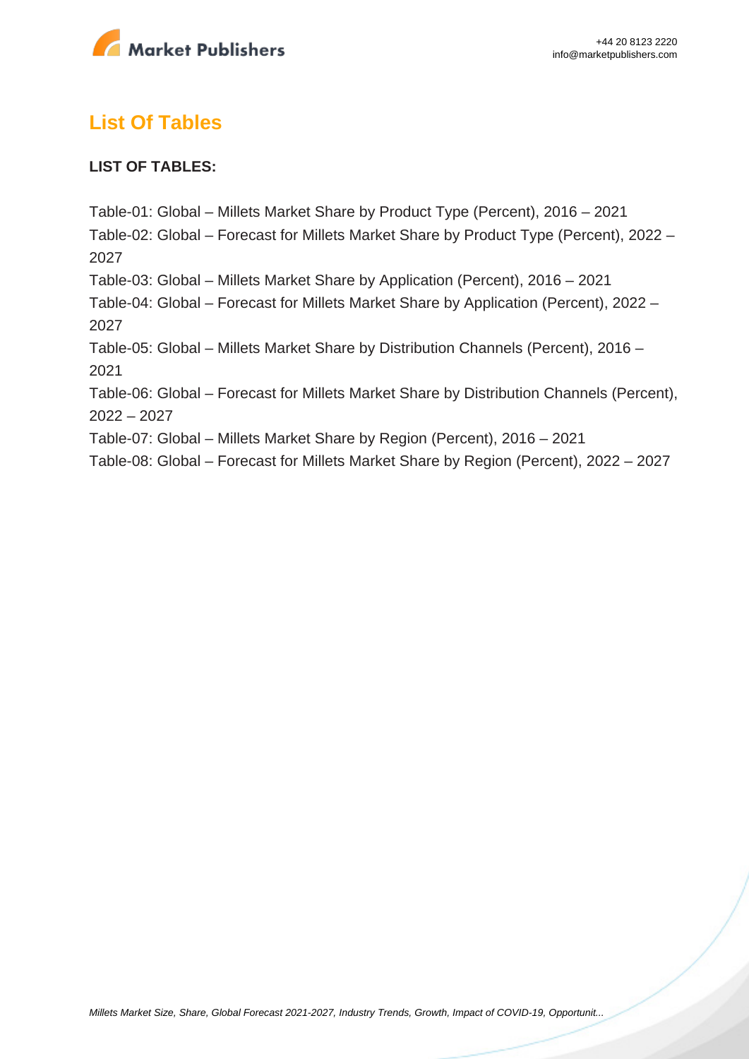## List Of Tables

**LIST OF TABLES:**

Table-01: Global – Millets Market Share by Product Type (Percent), 2016 – 2021
Table-02: Global – Forecast for Millets Market Share by Product Type (Percent), 2022 – 2027
Table-03: Global – Millets Market Share by Application (Percent), 2016 – 2021
Table-04: Global – Forecast for Millets Market Share by Application (Percent), 2022 – 2027
Table-05: Global – Millets Market Share by Distribution Channels (Percent), 2016 – 2021
Table-06: Global – Forecast for Millets Market Share by Distribution Channels (Percent), 2022 – 2027
Table-07: Global – Millets Market Share by Region (Percent), 2016 – 2021
Table-08: Global – Forecast for Millets Market Share by Region (Percent), 2022 – 2027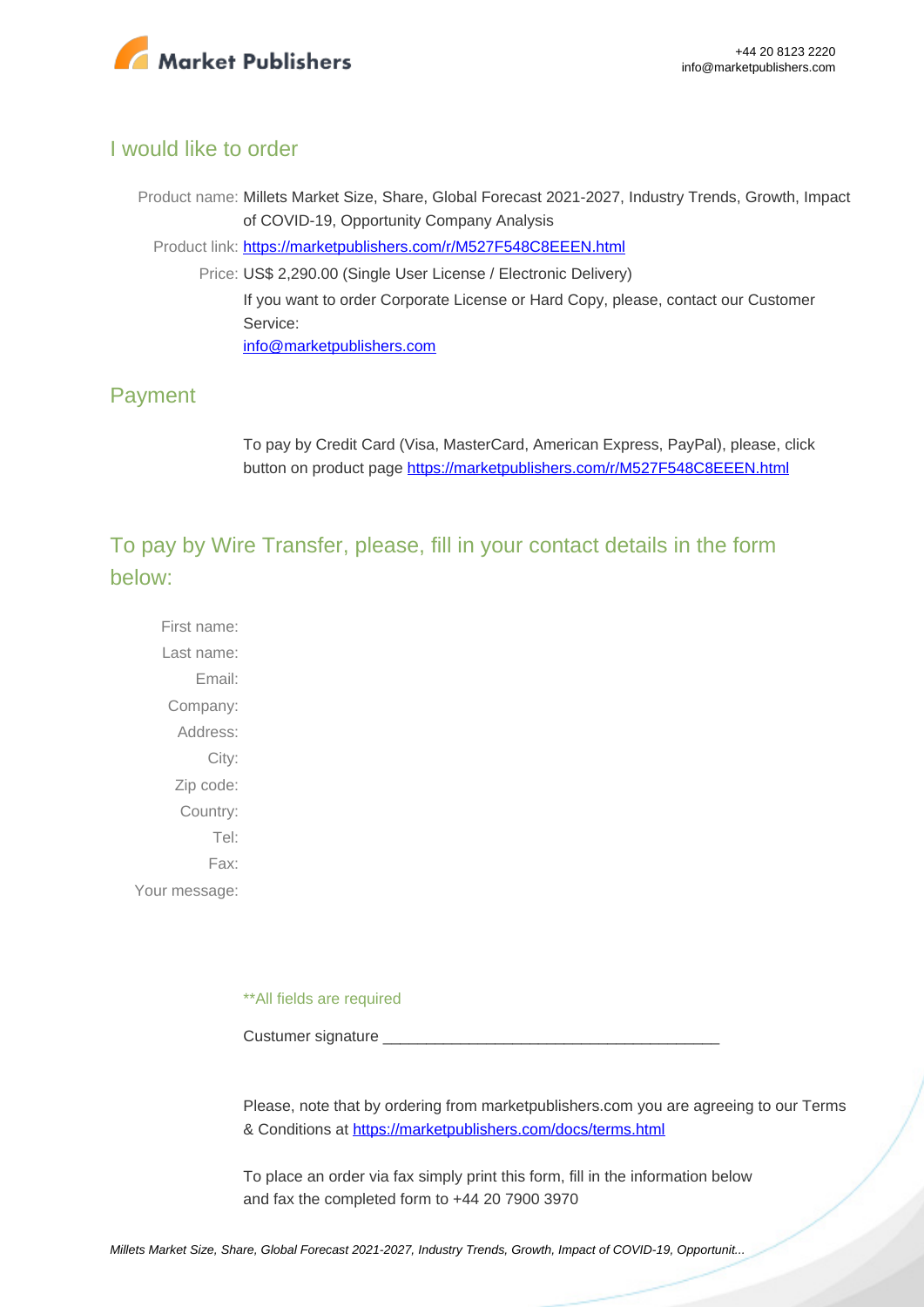## I would like to order

Product name: Millets Market Size, Share, Global Forecast 2021-2027, Industry Trends, Growth, Impact of COVID-19, Opportunity Company Analysis

Product link: [https://marketpublishers.com/r/M527F548C8EEEN.html](https://marketpublishers.com/r/M527F548C8EEEN.html)

Price: US$ 2,290.00 (Single User License / Electronic Delivery)

If you want to order Corporate License or Hard Copy, please, contact our Customer Service:

[info@marketpublishers.com](mailto:info@marketpublishers.com)

## Payment

To pay by Credit Card (Visa, MasterCard, American Express, PayPal), please, click button on product page [https://marketpublishers.com/r/M527F548C8EEEN.html](https://marketpublishers.com/r/M527F548C8EEEN.html)

## To pay by Wire Transfer, please, fill in your contact details in the form below:

First name:
Last name:
Email:
Company:
Address:
City:
Zip code:
Country:
Tel:
Fax:
Your message:

**All fields are required

Custumer signature _______________________________________

Please, note that by ordering from marketpublishers.com you are agreeing to our Terms & Conditions at [https://marketpublishers.com/docs/terms.html](https://marketpublishers.com/docs/terms.html)

To place an order via fax simply print this form, fill in the information below and fax the completed form to +44 20 7900 3970